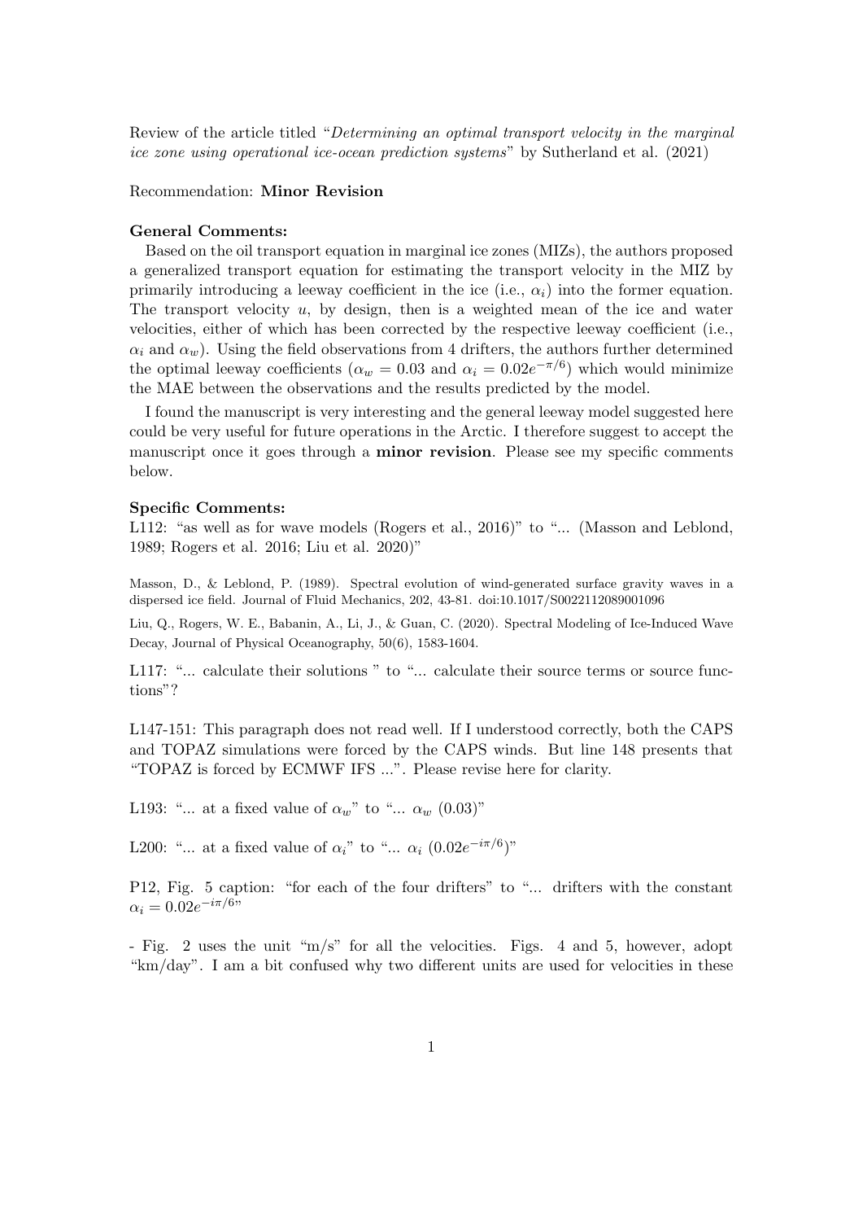Review of the article titled "*Determining an optimal transport velocity in the marginal ice zone using operational ice-ocean prediction systems*" by Sutherland et al. (2021)

Recommendation: **Minor Revision**

**General Comments:**

Based on the oil transport equation in marginal ice zones (MIZs), the authors proposed a generalized transport equation for estimating the transport velocity in the MIZ by primarily introducing a leeway coefficient in the ice (i.e., $\alpha_i$) into the former equation. The transport velocity $u$, by design, then is a weighted mean of the ice and water velocities, either of which has been corrected by the respective leeway coefficient (i.e., $\alpha_i$ and $\alpha_w$). Using the field observations from 4 drifters, the authors further determined the optimal leeway coefficients ($\alpha_w = 0.03$ and $\alpha_i = 0.02e^{-\pi/6}$) which would minimize the MAE between the observations and the results predicted by the model.

I found the manuscript is very interesting and the general leeway model suggested here could be very useful for future operations in the Arctic. I therefore suggest to accept the manuscript once it goes through a **minor revision**. Please see my specific comments below.

**Specific Comments:**

L112: "as well as for wave models (Rogers et al., 2016)" to "... (Masson and Leblond, 1989; Rogers et al. 2016; Liu et al. 2020)"

Masson, D., & Leblond, P. (1989). Spectral evolution of wind-generated surface gravity waves in a dispersed ice field. Journal of Fluid Mechanics, 202, 43-81. doi:10.1017/S0022112089001096

Liu, Q., Rogers, W. E., Babanin, A., Li, J., & Guan, C. (2020). Spectral Modeling of Ice-Induced Wave Decay, Journal of Physical Oceanography, 50(6), 1583-1604.

L117: "... calculate their solutions " to "... calculate their source terms or source functions"?

L147-151: This paragraph does not read well. If I understood correctly, both the CAPS and TOPAZ simulations were forced by the CAPS winds. But line 148 presents that "TOPAZ is forced by ECMWF IFS ...". Please revise here for clarity.

L193: "... at a fixed value of $\alpha_w$" to "... $\alpha_w$ (0.03)"

L200: "... at a fixed value of $\alpha_i$" to "... $\alpha_i$ ($0.02e^{-i\pi/6}$)"

P12, Fig. 5 caption: "for each of the four drifters" to "... drifters with the constant $\alpha_i = 0.02e^{-i\pi/6}$"

- Fig. 2 uses the unit "m/s" for all the velocities. Figs. 4 and 5, however, adopt "km/day". I am a bit confused why two different units are used for velocities in these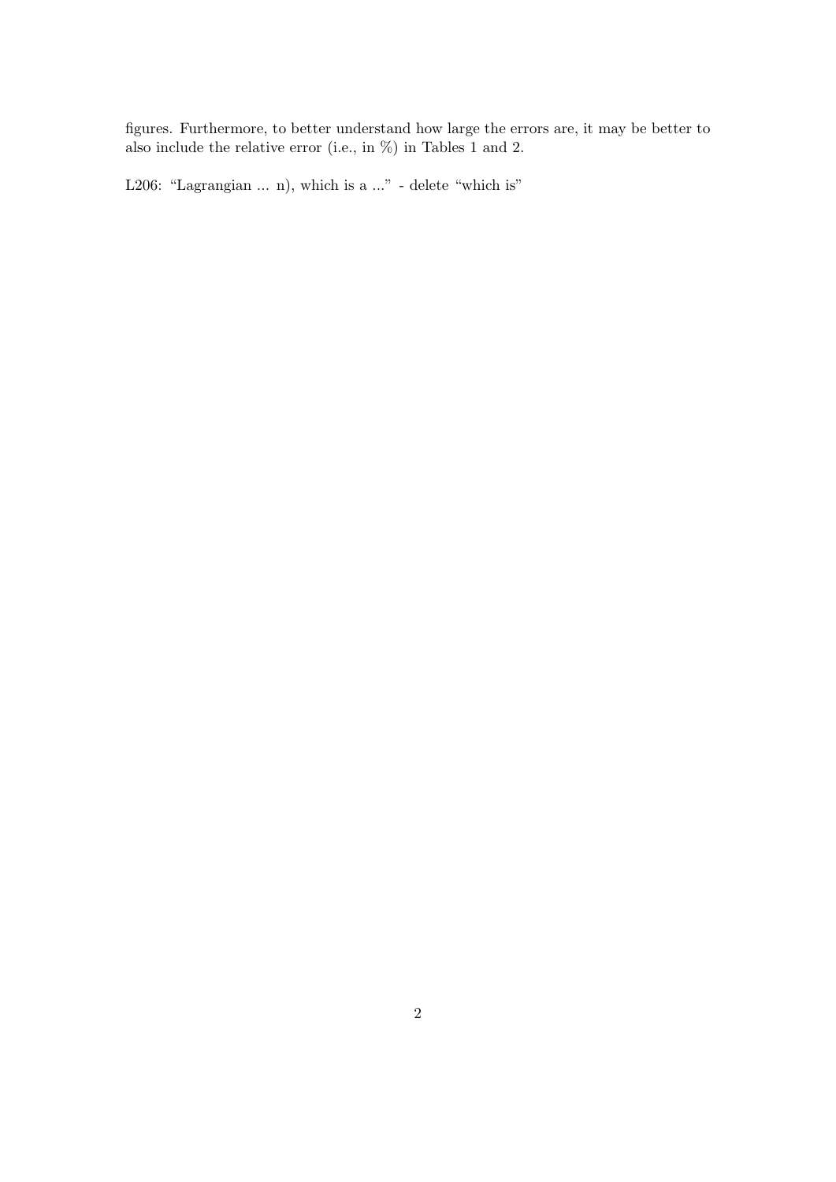figures. Furthermore, to better understand how large the errors are, it may be better to also include the relative error (i.e., in %) in Tables 1 and 2.

L206: "Lagrangian ... n), which is a ..." - delete "which is"